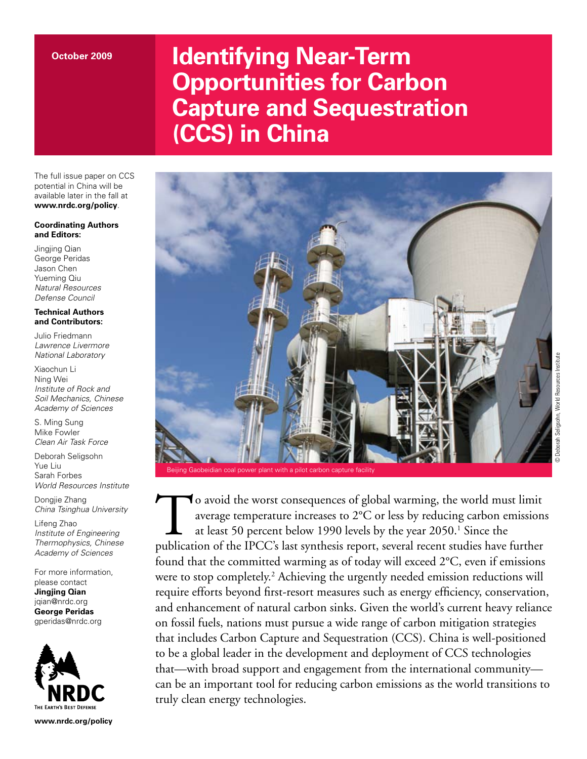October 2009

# Identifying Near-Term Opportunities for Carbon Capture and Sequestration (CCS) in China

The full issue paper on CCS potential in China will be available later in the fall at **www.nrdc.org/policy**.

**Coordinating Authors and Editors:**

Jingjing Qian
George Peridas
Jason Chen
Yueming Qiu
*Natural Resources Defense Council*

**Technical Authors and Contributors:**

Julio Friedmann
*Lawrence Livermore National Laboratory*

Xiaochun Li
Ning Wei
*Institute of Rock and Soil Mechanics, Chinese Academy of Sciences*

S. Ming Sung
Mike Fowler
*Clean Air Task Force*

Deborah Seligsohn
Yue Liu
Sarah Forbes
*World Resources Institute*

Dongjie Zhang
*China Tsinghua University*

Lifeng Zhao
*Institute of Engineering Thermophysics, Chinese Academy of Sciences*

For more information, please contact
**Jingjing Qian**
jqian@nrdc.org
**George Peridas**
gperidas@nrdc.org

www.nrdc.org/policy

Beijing Gaobeidian coal power plant with a pilot carbon capture facility

© Deborah Seligsohn, World Resources Institute

To avoid the worst consequences of global warming, the world must limit average temperature increases to 2°C or less by reducing carbon emissions at least 50 percent below 1990 levels by the year 2050.[1] Since the publication of the IPCC's last synthesis report, several recent studies have further found that the committed warming as of today will exceed 2°C, even if emissions were to stop completely.[2] Achieving the urgently needed emission reductions will require efforts beyond first-resort measures such as energy efficiency, conservation, and enhancement of natural carbon sinks. Given the world's current heavy reliance on fossil fuels, nations must pursue a wide range of carbon mitigation strategies that includes Carbon Capture and Sequestration (CCS). China is well-positioned to be a global leader in the development and deployment of CCS technologies that—with broad support and engagement from the international community—can be an important tool for reducing carbon emissions as the world transitions to truly clean energy technologies.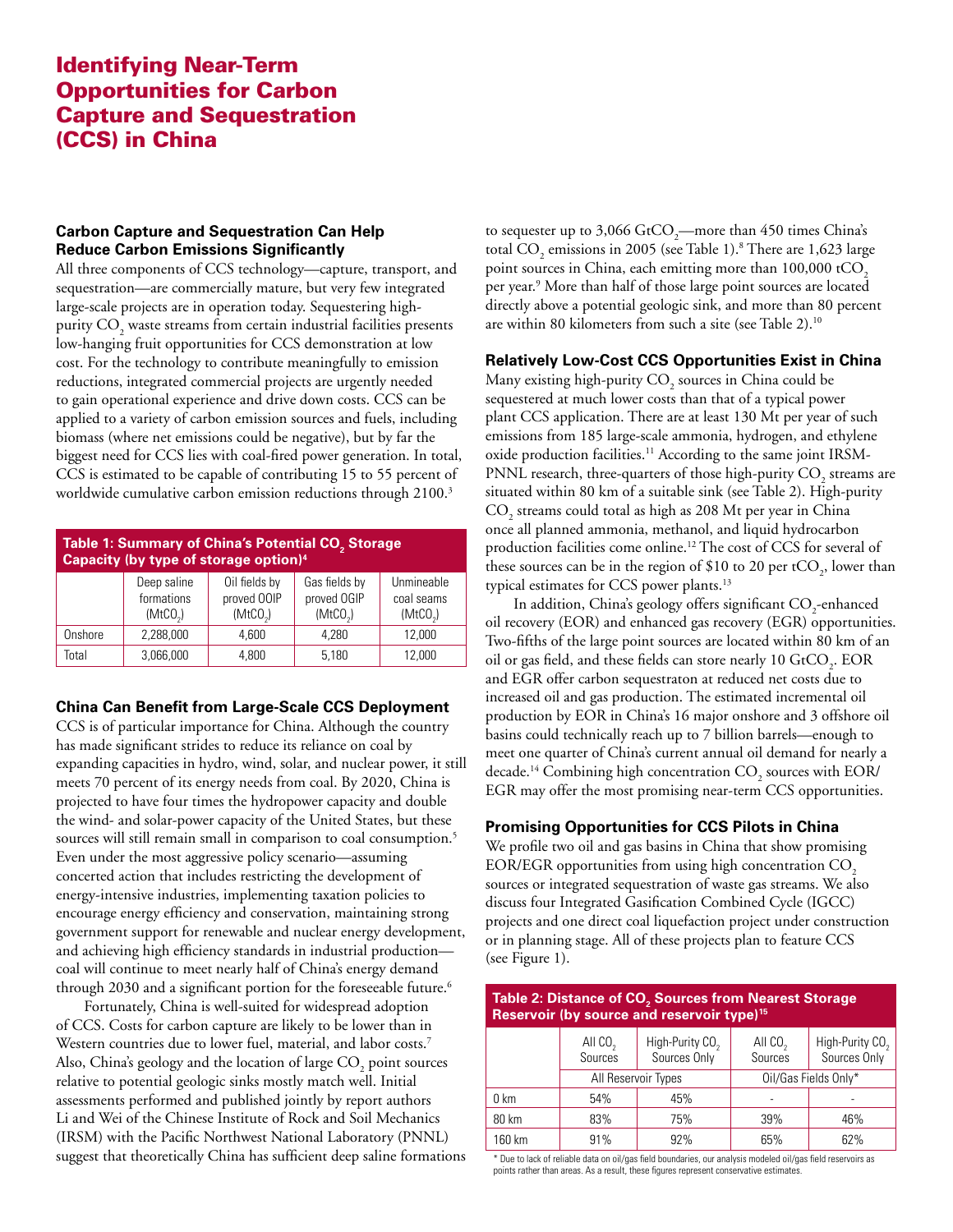# Identifying Near-Term Opportunities for Carbon Capture and Sequestration (CCS) in China

## Carbon Capture and Sequestration Can Help Reduce Carbon Emissions Significantly

All three components of CCS technology—capture, transport, and sequestration—are commercially mature, but very few integrated large-scale projects are in operation today. Sequestering high-purity $CO_2$ waste streams from certain industrial facilities presents low-hanging fruit opportunities for CCS demonstration at low cost. For the technology to contribute meaningfully to emission reductions, integrated commercial projects are urgently needed to gain operational experience and drive down costs. CCS can be applied to a variety of carbon emission sources and fuels, including biomass (where net emissions could be negative), but by far the biggest need for CCS lies with coal-fired power generation. In total, CCS is estimated to be capable of contributing 15 to 55 percent of worldwide cumulative carbon emission reductions through 2100.[3]

**Table 1: Summary of China's Potential $CO_2$ Storage Capacity (by type of storage option)[4]**

| | Deep saline formations ($MtCO_2$) | Oil fields by proved OOIP ($MtCO_2$) | Gas fields by proved OGIP ($MtCO_2$) | Unmineable coal seams ($MtCO_2$) |
|---|---|---|---|---|
| Onshore | 2,288,000 | 4,600 | 4,280 | 12,000 |
| Total | 3,066,000 | 4,800 | 5,180 | 12,000 |

## China Can Benefit from Large-Scale CCS Deployment

CCS is of particular importance for China. Although the country has made significant strides to reduce its reliance on coal by expanding capacities in hydro, wind, solar, and nuclear power, it still meets 70 percent of its energy needs from coal. By 2020, China is projected to have four times the hydropower capacity and double the wind- and solar-power capacity of the United States, but these sources will still remain small in comparison to coal consumption.[5] Even under the most aggressive policy scenario—assuming concerted action that includes restricting the development of energy-intensive industries, implementing taxation policies to encourage energy efficiency and conservation, maintaining strong government support for renewable and nuclear energy development, and achieving high efficiency standards in industrial production—coal will continue to meet nearly half of China's energy demand through 2030 and a significant portion for the foreseeable future.[6]

Fortunately, China is well-suited for widespread adoption of CCS. Costs for carbon capture are likely to be lower than in Western countries due to lower fuel, material, and labor costs.[7] Also, China's geology and the location of large $CO_2$ point sources relative to potential geologic sinks mostly match well. Initial assessments performed and published jointly by report authors Li and Wei of the Chinese Institute of Rock and Soil Mechanics (IRSM) with the Pacific Northwest National Laboratory (PNNL) suggest that theoretically China has sufficient deep saline formations to sequester up to 3,066 $GtCO_2$—more than 450 times China's total $CO_2$ emissions in 2005 (see Table 1).[8] There are 1,623 large point sources in China, each emitting more than 100,000 $tCO_2$ per year.[9] More than half of those large point sources are located directly above a potential geologic sink, and more than 80 percent are within 80 kilometers from such a site (see Table 2).[10]

## Relatively Low-Cost CCS Opportunities Exist in China

Many existing high-purity $CO_2$ sources in China could be sequestered at much lower costs than that of a typical power plant CCS application. There are at least 130 Mt per year of such emissions from 185 large-scale ammonia, hydrogen, and ethylene oxide production facilities.[11] According to the same joint IRSM-PNNL research, three-quarters of those high-purity $CO_2$ streams are situated within 80 km of a suitable sink (see Table 2). High-purity $CO_2$ streams could total as high as 208 Mt per year in China once all planned ammonia, methanol, and liquid hydrocarbon production facilities come online.[12] The cost of CCS for several of these sources can be in the region of \$10 to 20 per $tCO_2$, lower than typical estimates for CCS power plants.[13]

In addition, China's geology offers significant $CO_2$-enhanced oil recovery (EOR) and enhanced gas recovery (EGR) opportunities. Two-fifths of the large point sources are located within 80 km of an oil or gas field, and these fields can store nearly 10 $GtCO_2$. EOR and EGR offer carbon sequestraton at reduced net costs due to increased oil and gas production. The estimated incremental oil production by EOR in China's 16 major onshore and 3 offshore oil basins could technically reach up to 7 billion barrels—enough to meet one quarter of China's current annual oil demand for nearly a decade.[14] Combining high concentration $CO_2$ sources with EOR/EGR may offer the most promising near-term CCS opportunities.

## Promising Opportunities for CCS Pilots in China

We profile two oil and gas basins in China that show promising EOR/EGR opportunities from using high concentration $CO_2$ sources or integrated sequestration of waste gas streams. We also discuss four Integrated Gasification Combined Cycle (IGCC) projects and one direct coal liquefaction project under construction or in planning stage. All of these projects plan to feature CCS (see Figure 1).

**Table 2: Distance of $CO_2$ Sources from Nearest Storage Reservoir (by source and reservoir type)[15]**

| | All Reservoir Types | | Oil/Gas Fields Only* | |
|---|---|---|---|---|
| | All $CO_2$ Sources | High-Purity $CO_2$ Sources Only | All $CO_2$ Sources | High-Purity $CO_2$ Sources Only |
| 0 km | 54% | 45% | - | - |
| 80 km | 83% | 75% | 39% | 46% |
| 160 km | 91% | 92% | 65% | 62% |

\* Due to lack of reliable data on oil/gas field boundaries, our analysis modeled oil/gas field reservoirs as points rather than areas. As a result, these figures represent conservative estimates.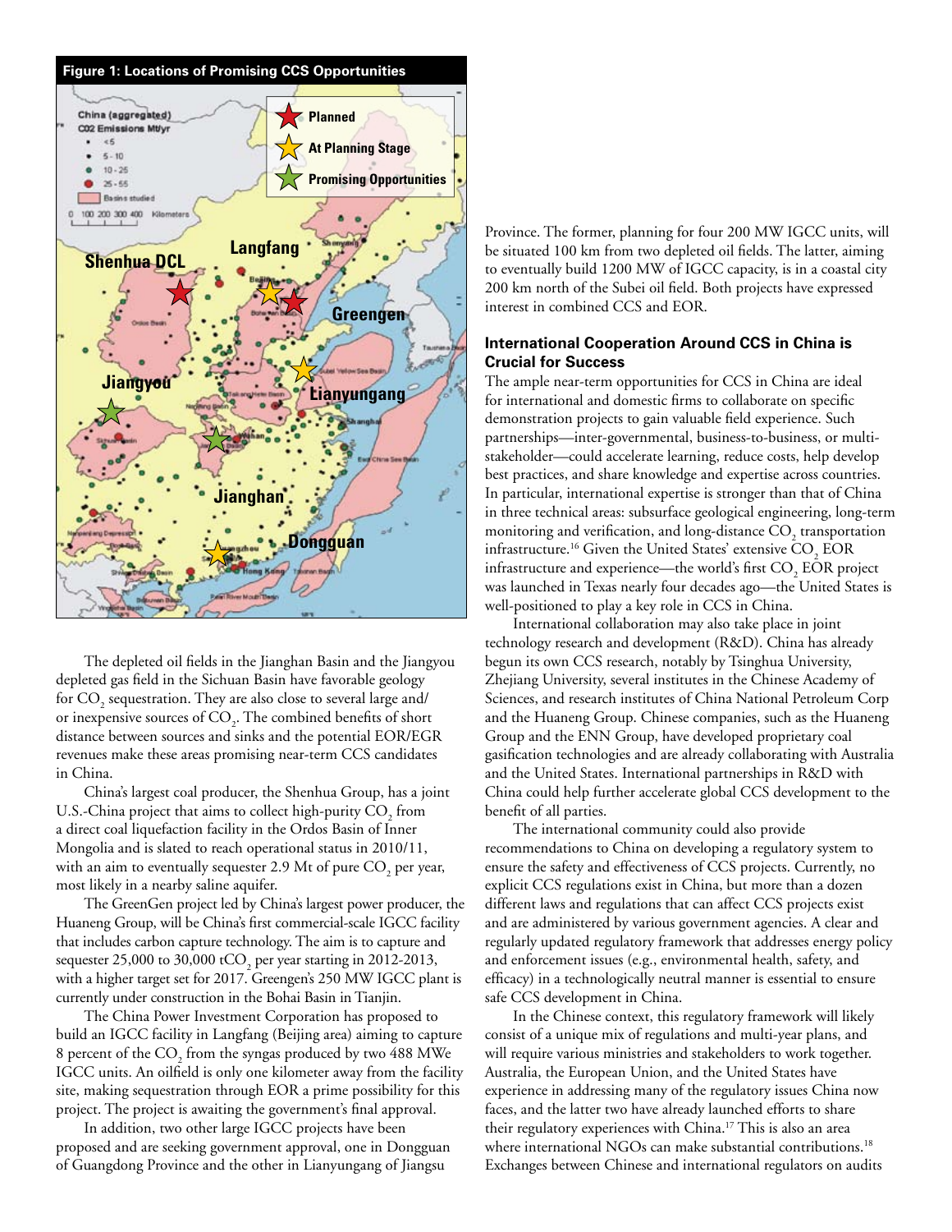**Figure 1: Locations of Promising CCS Opportunities**

The depleted oil fields in the Jianghan Basin and the Jiangyou depleted gas field in the Sichuan Basin have favorable geology for $CO_2$ sequestration. They are also close to several large and/or inexpensive sources of $CO_2$. The combined benefits of short distance between sources and sinks and the potential EOR/EGR revenues make these areas promising near-term CCS candidates in China.

China's largest coal producer, the Shenhua Group, has a joint U.S.-China project that aims to collect high-purity $CO_2$ from a direct coal liquefaction facility in the Ordos Basin of Inner Mongolia and is slated to reach operational status in 2010/11, with an aim to eventually sequester 2.9 Mt of pure $CO_2$ per year, most likely in a nearby saline aquifer.

The GreenGen project led by China's largest power producer, the Huaneng Group, will be China's first commercial-scale IGCC facility that includes carbon capture technology. The aim is to capture and sequester 25,000 to 30,000 $tCO_2$ per year starting in 2012-2013, with a higher target set for 2017. Greengen's 250 MW IGCC plant is currently under construction in the Bohai Basin in Tianjin.

The China Power Investment Corporation has proposed to build an IGCC facility in Langfang (Beijing area) aiming to capture 8 percent of the $CO_2$ from the syngas produced by two 488 MWe IGCC units. An oilfield is only one kilometer away from the facility site, making sequestration through EOR a prime possibility for this project. The project is awaiting the government's final approval.

In addition, two other large IGCC projects have been proposed and are seeking government approval, one in Dongguan of Guangdong Province and the other in Lianyungang of Jiangsu Province. The former, planning for four 200 MW IGCC units, will be situated 100 km from two depleted oil fields. The latter, aiming to eventually build 1200 MW of IGCC capacity, is in a coastal city 200 km north of the Subei oil field. Both projects have expressed interest in combined CCS and EOR.

### International Cooperation Around CCS in China is Crucial for Success

The ample near-term opportunities for CCS in China are ideal for international and domestic firms to collaborate on specific demonstration projects to gain valuable field experience. Such partnerships—inter-governmental, business-to-business, or multi-stakeholder—could accelerate learning, reduce costs, help develop best practices, and share knowledge and expertise across countries. In particular, international expertise is stronger than that of China in three technical areas: subsurface geological engineering, long-term monitoring and verification, and long-distance $CO_2$ transportation infrastructure.[16] Given the United States' extensive $CO_2$ EOR infrastructure and experience—the world's first $CO_2$ EOR project was launched in Texas nearly four decades ago—the United States is well-positioned to play a key role in CCS in China.

International collaboration may also take place in joint technology research and development (R&D). China has already begun its own CCS research, notably by Tsinghua University, Zhejiang University, several institutes in the Chinese Academy of Sciences, and research institutes of China National Petroleum Corp and the Huaneng Group. Chinese companies, such as the Huaneng Group and the ENN Group, have developed proprietary coal gasification technologies and are already collaborating with Australia and the United States. International partnerships in R&D with China could help further accelerate global CCS development to the benefit of all parties.

The international community could also provide recommendations to China on developing a regulatory system to ensure the safety and effectiveness of CCS projects. Currently, no explicit CCS regulations exist in China, but more than a dozen different laws and regulations that can affect CCS projects exist and are administered by various government agencies. A clear and regularly updated regulatory framework that addresses energy policy and enforcement issues (e.g., environmental health, safety, and efficacy) in a technologically neutral manner is essential to ensure safe CCS development in China.

In the Chinese context, this regulatory framework will likely consist of a unique mix of regulations and multi-year plans, and will require various ministries and stakeholders to work together. Australia, the European Union, and the United States have experience in addressing many of the regulatory issues China now faces, and the latter two have already launched efforts to share their regulatory experiences with China.[17] This is also an area where international NGOs can make substantial contributions.[18] Exchanges between Chinese and international regulators on audits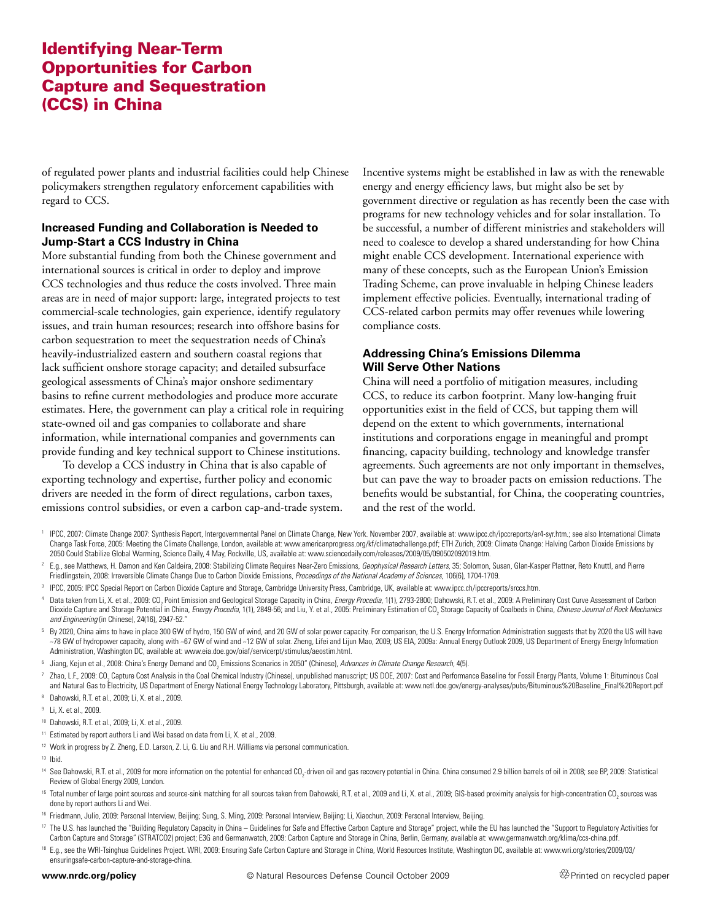# Identifying Near-Term Opportunities for Carbon Capture and Sequestration (CCS) in China

of regulated power plants and industrial facilities could help Chinese policymakers strengthen regulatory enforcement capabilities with regard to CCS.

### Increased Funding and Collaboration is Needed to Jump-Start a CCS Industry in China

More substantial funding from both the Chinese government and international sources is critical in order to deploy and improve CCS technologies and thus reduce the costs involved. Three main areas are in need of major support: large, integrated projects to test commercial-scale technologies, gain experience, identify regulatory issues, and train human resources; research into offshore basins for carbon sequestration to meet the sequestration needs of China's heavily-industrialized eastern and southern coastal regions that lack sufficient onshore storage capacity; and detailed subsurface geological assessments of China's major onshore sedimentary basins to refine current methodologies and produce more accurate estimates. Here, the government can play a critical role in requiring state-owned oil and gas companies to collaborate and share information, while international companies and governments can provide funding and key technical support to Chinese institutions.

To develop a CCS industry in China that is also capable of exporting technology and expertise, further policy and economic drivers are needed in the form of direct regulations, carbon taxes, emissions control subsidies, or even a carbon cap-and-trade system. Incentive systems might be established in law as with the renewable energy and energy efficiency laws, but might also be set by government directive or regulation as has recently been the case with programs for new technology vehicles and for solar installation. To be successful, a number of different ministries and stakeholders will need to coalesce to develop a shared understanding for how China might enable CCS development. International experience with many of these concepts, such as the European Union's Emission Trading Scheme, can prove invaluable in helping Chinese leaders implement effective policies. Eventually, international trading of CCS-related carbon permits may offer revenues while lowering compliance costs.

### Addressing China's Emissions Dilemma Will Serve Other Nations

China will need a portfolio of mitigation measures, including CCS, to reduce its carbon footprint. Many low-hanging fruit opportunities exist in the field of CCS, but tapping them will depend on the extent to which governments, international institutions and corporations engage in meaningful and prompt financing, capacity building, technology and knowledge transfer agreements. Such agreements are not only important in themselves, but can pave the way to broader pacts on emission reductions. The benefits would be substantial, for China, the cooperating countries, and the rest of the world.

---

[1] IPCC, 2007: Climate Change 2007: Synthesis Report, Intergovernmental Panel on Climate Change, New York. November 2007, available at: www.ipcc.ch/ipccreports/ar4-syr.htm.; see also International Climate Change Task Force, 2005: Meeting the Climate Challenge, London, available at: www.americanprogress.org/kf/climatechallenge.pdf; ETH Zurich, 2009: Climate Change: Halving Carbon Dioxide Emissions by 2050 Could Stabilize Global Warming, Science Daily, 4 May, Rockville, US, available at: www.sciencedaily.com/releases/2009/05/090502092019.htm.

[2] E.g., see Matthews, H. Damon and Ken Caldeira, 2008: Stabilizing Climate Requires Near-Zero Emissions, *Geophysical Research Letters*, 35; Solomon, Susan, Glan-Kasper Plattner, Reto Knuttl, and Pierre Friedlingstein, 2008: Irreversible Climate Change Due to Carbon Dioxide Emissions, *Proceedings of the National Academy of Sciences*, 106(6), 1704-1709.

[3] IPCC, 2005: IPCC Special Report on Carbon Dioxide Capture and Storage, Cambridge University Press, Cambridge, UK, available at: www.ipcc.ch/ipccreports/srccs.htm.

[4] Data taken from Li, X. et al., 2009: $CO_2$ Point Emission and Geological Storage Capacity in China, *Energy Procedia*, 1(1), 2793-2800; Dahowski, R.T. et al., 2009: A Preliminary Cost Curve Assessment of Carbon Dioxide Capture and Storage Potential in China, *Energy Procedia*, 1(1), 2849-56; and Liu, Y. et al., 2005: Preliminary Estimation of $CO_2$ Storage Capacity of Coalbeds in China, *Chinese Journal of Rock Mechanics and Engineering* (in Chinese), 24(16), 2947-52."

[5] By 2020, China aims to have in place 300 GW of hydro, 150 GW of wind, and 20 GW of solar power capacity. For comparison, the U.S. Energy Information Administration suggests that by 2020 the US will have ~78 GW of hydropower capacity, along with ~67 GW of wind and ~12 GW of solar. Zheng, Lifei and Lijun Mao, 2009; US EIA, 2009a: Annual Energy Outlook 2009, US Department of Energy Energy Information Administration, Washington DC, available at: www.eia.doe.gov/oiaf/servicerpt/stimulus/aeostim.html.

[6] Jiang, Kejun et al., 2008: China's Energy Demand and $CO_2$ Emissions Scenarios in 2050" (Chinese), *Advances in Climate Change Research*, 4(5).

[7] Zhao, L.F., 2009: $CO_2$ Capture Cost Analysis in the Coal Chemical Industry (Chinese), unpublished manuscript; US DOE, 2007: Cost and Performance Baseline for Fossil Energy Plants, Volume 1: Bituminous Coal and Natural Gas to Electricity, US Department of Energy National Energy Technology Laboratory, Pittsburgh, available at: www.netl.doe.gov/energy-analyses/pubs/Bituminous%20Baseline_Final%20Report.pdf

[8] Dahowski, R.T. et al., 2009; Li, X. et al., 2009.

[9] Li, X. et al., 2009.

[10] Dahowski, R.T. et al., 2009; Li, X. et al., 2009.

[11] Estimated by report authors Li and Wei based on data from Li, X. et al., 2009.

[12] Work in progress by Z. Zheng, E.D. Larson, Z. Li, G. Liu and R.H. Williams via personal communication.

[13] Ibid.

[14] See Dahowski, R.T. et al., 2009 for more information on the potential for enhanced $CO_2$-driven oil and gas recovery potential in China. China consumed 2.9 billion barrels of oil in 2008; see BP, 2009: Statistical Review of Global Energy 2009, London.

[15] Total number of large point sources and source-sink matching for all sources taken from Dahowski, R.T. et al., 2009 and Li, X. et al., 2009; GIS-based proximity analysis for high-concentration $CO_2$ sources was done by report authors Li and Wei.

[16] Friedmann, Julio, 2009: Personal Interview, Beijing; Sung, S. Ming, 2009: Personal Interview, Beijing; Li, Xiaochun, 2009: Personal Interview, Beijing.

[17] The U.S. has launched the "Building Regulatory Capacity in China – Guidelines for Safe and Effective Carbon Capture and Storage" project, while the EU has launched the "Support to Regulatory Activities for Carbon Capture and Storage" (STRATCO2) project; E3G and Germanwatch, 2009: Carbon Capture and Storage in China, Berlin, Germany, available at: www.germanwatch.org/klima/ccs-china.pdf.

[18] E.g., see the WRI-Tsinghua Guidelines Project. WRI, 2009: Ensuring Safe Carbon Capture and Storage in China, World Resources Institute, Washington DC, available at: www.wri.org/stories/2009/03/ensuringsafe-carbon-capture-and-storage-china.

**www.nrdc.org/policy** © Natural Resources Defense Council October 2009 Printed on recycled paper